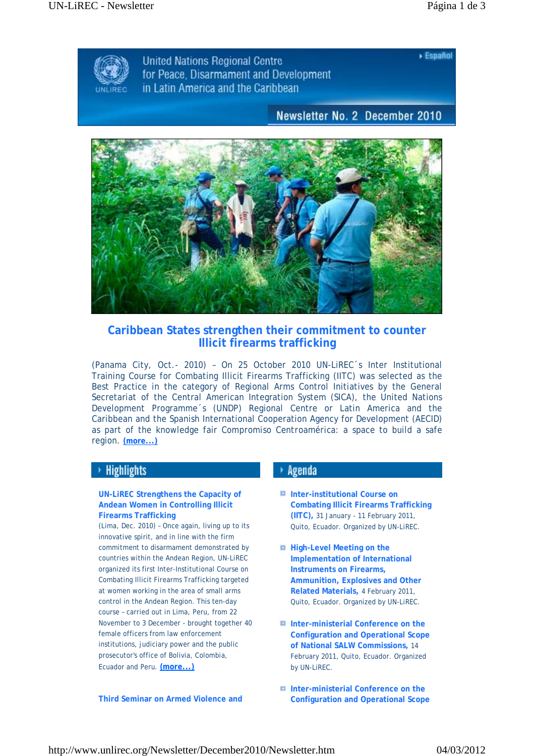United Nations Regional Centre for Peace, Disarmament and Development in Latin America and the Caribbean

▸ Español

Newsletter No. 2 December 2010

# Caribbean States strengthen their commitment to counter Illicit firearms trafficking

(Panama City, Oct.- 2010) – On 25 October 2010 UN-LiREC´s Inter Institutional Training Course for Combating Illicit Firearms Trafficking (IITC) was selected as the Best Practice in the category of Regional Arms Control Initiatives by the General Secretariat of the Central American Integration System (SICA), the United Nations Development Programme´s (UNDP) Regional Centre or Latin America and the Caribbean and the Spanish International Cooperation Agency for Development (AECID) as part of the knowledge fair Compromiso Centroamérica: a space to build a safe region. **(more...)**

## Highlights

**UN-LiREC Strengthens the Capacity of Andean Women in Controlling Illicit Firearms Trafficking**

(Lima, Dec. 2010) – Once again, living up to its innovative spirit, and in line with the firm commitment to disarmament demonstrated by countries within the Andean Region, UN-LiREC organized its first Inter-Institutional Course on Combating Illicit Firearms Trafficking targeted at women working in the area of small arms control in the Andean Region. This ten-day course – carried out in Lima, Peru, from 22 November to 3 December - brought together 40 female officers from law enforcement institutions, judiciary power and the public prosecutor's office of Bolivia, Colombia, Ecuador and Peru. **(more...)**

**Third Seminar on Armed Violence and**

## Agenda

- **Inter-institutional Course on Combating Illicit Firearms Trafficking (IITC),** 31 January - 11 February 2011, Quito, Ecuador. Organized by UN-LiREC.
- **High-Level Meeting on the Implementation of International Instruments on Firearms, Ammunition, Explosives and Other Related Materials,** 4 February 2011, Quito, Ecuador. Organized by UN-LiREC.
- **Inter-ministerial Conference on the Configuration and Operational Scope of National SALW Commissions,** 14 February 2011, Quito, Ecuador. Organized by UN-LiREC.
- **Inter-ministerial Conference on the Configuration and Operational Scope**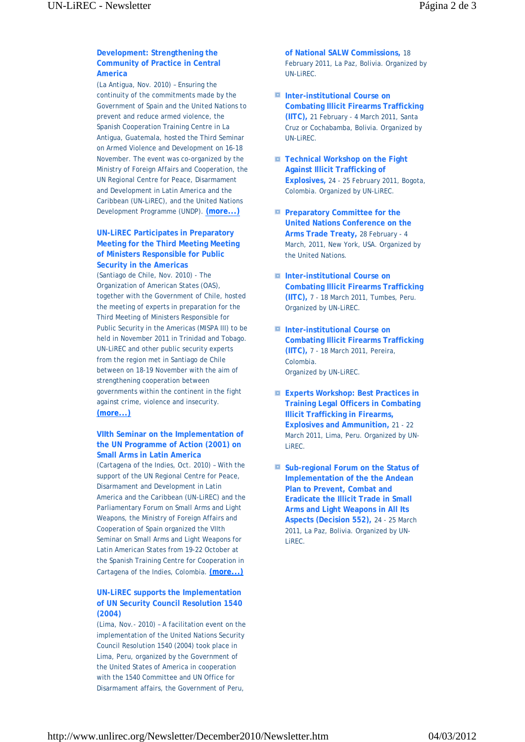**Development: Strengthening the Community of Practice in Central America**

(La Antigua, Nov. 2010) – Ensuring the continuity of the commitments made by the Government of Spain and the United Nations to prevent and reduce armed violence, the Spanish Cooperation Training Centre in La Antigua, Guatemala, hosted the Third Seminar on Armed Violence and Development on 16-18 November. The event was co-organized by the Ministry of Foreign Affairs and Cooperation, the UN Regional Centre for Peace, Disarmament and Development in Latin America and the Caribbean (UN-LiREC), and the United Nations Development Programme (UNDP). **(more...)**

**UN-LiREC Participates in Preparatory Meeting for the Third Meeting Meeting of Ministers Responsible for Public Security in the Americas**

(Santiago de Chile, Nov. 2010) - The Organization of American States (OAS), together with the Government of Chile, hosted the meeting of experts in preparation for the Third Meeting of Ministers Responsible for Public Security in the Americas (MISPA III) to be held in November 2011 in Trinidad and Tobago. UN-LiREC and other public security experts from the region met in Santiago de Chile between on 18-19 November with the aim of strengthening cooperation between governments within the continent in the fight against crime, violence and insecurity. **(more...)**

**VIIth Seminar on the Implementation of the UN Programme of Action (2001) on Small Arms in Latin America**

(Cartagena of the Indies, Oct. 2010) – With the support of the UN Regional Centre for Peace, Disarmament and Development in Latin America and the Caribbean (UN-LiREC) and the Parliamentary Forum on Small Arms and Light Weapons, the Ministry of Foreign Affairs and Cooperation of Spain organized the VIIth Seminar on Small Arms and Light Weapons for Latin American States from 19-22 October at the Spanish Training Centre for Cooperation in Cartagena of the Indies, Colombia. **(more...)**

**UN-LiREC supports the Implementation of UN Security Council Resolution 1540 (2004)**

(Lima, Nov.- 2010) – A facilitation event on the implementation of the United Nations Security Council Resolution 1540 (2004) took place in Lima, Peru, organized by the Government of the United States of America in cooperation with the 1540 Committee and UN Office for Disarmament affairs, the Government of Peru,

**of National SALW Commissions,** 18 February 2011, La Paz, Bolivia. Organized by UN-LiREC.

- **Inter-institutional Course on Combating Illicit Firearms Trafficking (IITC),** 21 February - 4 March 2011, Santa Cruz or Cochabamba, Bolivia. Organized by UN-LiREC.
- **Technical Workshop on the Fight Against Illicit Trafficking of Explosives,** 24 - 25 February 2011, Bogota, Colombia. Organized by UN-LiREC.
- **Preparatory Committee for the United Nations Conference on the Arms Trade Treaty,** 28 February - 4 March, 2011, New York, USA. Organized by the United Nations.
- **Inter-institutional Course on Combating Illicit Firearms Trafficking (IITC),** 7 - 18 March 2011, Tumbes, Peru. Organized by UN-LiREC.
- **Inter-institutional Course on Combating Illicit Firearms Trafficking (IITC),** 7 - 18 March 2011, Pereira, Colombia. Organized by UN-LiREC.
- **Experts Workshop: Best Practices in Training Legal Officers in Combating Illicit Trafficking in Firearms, Explosives and Ammunition,** 21 - 22 March 2011, Lima, Peru. Organized by UN-LiREC.
- **Sub-regional Forum on the Status of Implementation of the the Andean Plan to Prevent, Combat and Eradicate the Illicit Trade in Small Arms and Light Weapons in All Its Aspects (Decision 552),** 24 - 25 March 2011, La Paz, Bolivia. Organized by UN-LiREC.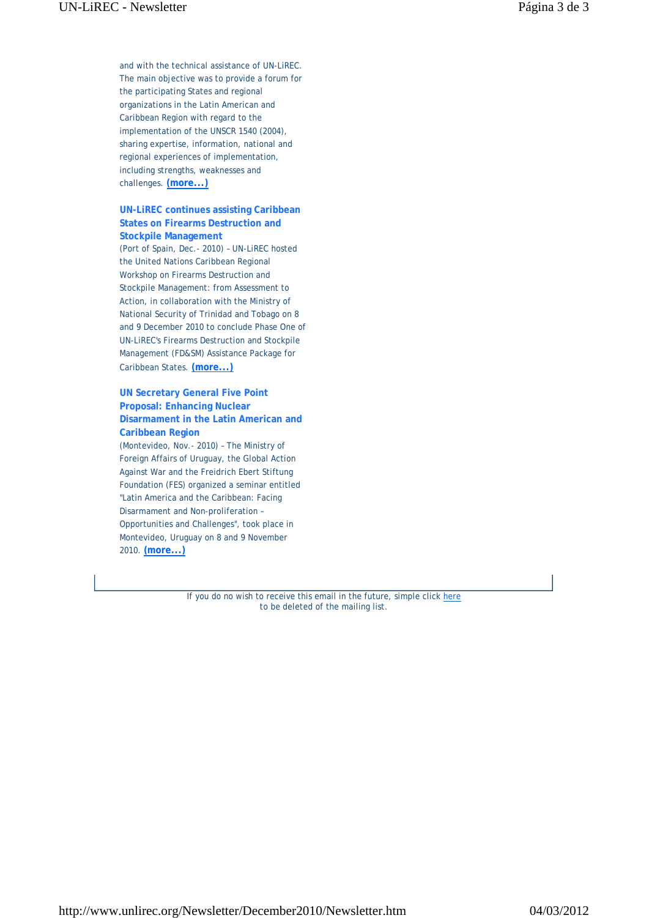and with the technical assistance of UN-LiREC. The main objective was to provide a forum for the participating States and regional organizations in the Latin American and Caribbean Region with regard to the implementation of the UNSCR 1540 (2004), sharing expertise, information, national and regional experiences of implementation, including strengths, weaknesses and challenges. **(more...)**

### UN-LiREC continues assisting Caribbean States on Firearms Destruction and Stockpile Management

(Port of Spain, Dec.- 2010) – UN-LiREC hosted the United Nations Caribbean Regional Workshop on Firearms Destruction and Stockpile Management: from Assessment to Action, in collaboration with the Ministry of National Security of Trinidad and Tobago on 8 and 9 December 2010 to conclude Phase One of UN-LiREC's Firearms Destruction and Stockpile Management (FD&SM) Assistance Package for Caribbean States. **(more...)**

### UN Secretary General Five Point Proposal: Enhancing Nuclear Disarmament in the Latin American and Caribbean Region

(Montevideo, Nov.- 2010) – The Ministry of Foreign Affairs of Uruguay, the Global Action Against War and the Freidrich Ebert Stiftung Foundation (FES) organized a seminar entitled "Latin America and the Caribbean: Facing Disarmament and Non-proliferation – Opportunities and Challenges", took place in Montevideo, Uruguay on 8 and 9 November 2010. **(more...)**

---

If you do no wish to receive this email in the future, simple click here to be deleted of the mailing list.